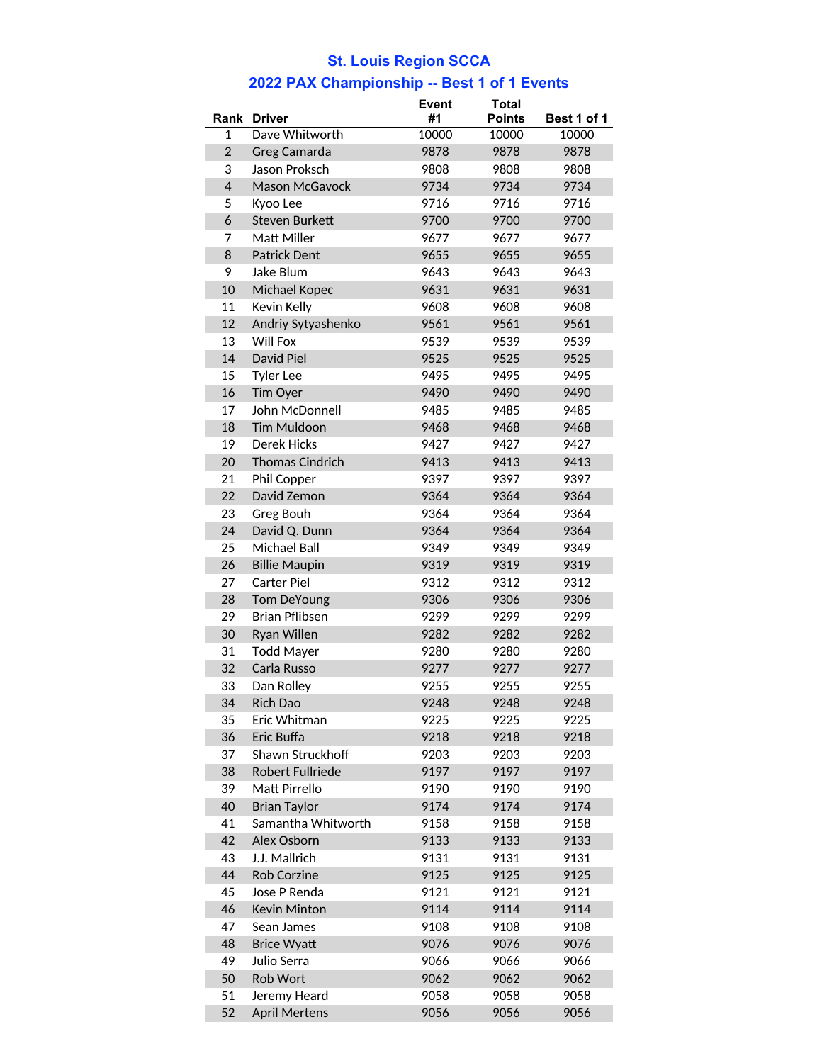## St. Louis Region SCCA

## 2022 PAX Championship -- Best 1 of 1 Events

| Rank | Driver | Event #1 | Total Points | Best 1 of 1 |
|---|---|---|---|---|
| 1 | Dave Whitworth | 10000 | 10000 | 10000 |
| 2 | Greg Camarda | 9878 | 9878 | 9878 |
| 3 | Jason Proksch | 9808 | 9808 | 9808 |
| 4 | Mason McGavock | 9734 | 9734 | 9734 |
| 5 | Kyoo Lee | 9716 | 9716 | 9716 |
| 6 | Steven Burkett | 9700 | 9700 | 9700 |
| 7 | Matt Miller | 9677 | 9677 | 9677 |
| 8 | Patrick Dent | 9655 | 9655 | 9655 |
| 9 | Jake Blum | 9643 | 9643 | 9643 |
| 10 | Michael Kopec | 9631 | 9631 | 9631 |
| 11 | Kevin Kelly | 9608 | 9608 | 9608 |
| 12 | Andriy Sytyashenko | 9561 | 9561 | 9561 |
| 13 | Will Fox | 9539 | 9539 | 9539 |
| 14 | David Piel | 9525 | 9525 | 9525 |
| 15 | Tyler Lee | 9495 | 9495 | 9495 |
| 16 | Tim Oyer | 9490 | 9490 | 9490 |
| 17 | John McDonnell | 9485 | 9485 | 9485 |
| 18 | Tim Muldoon | 9468 | 9468 | 9468 |
| 19 | Derek Hicks | 9427 | 9427 | 9427 |
| 20 | Thomas Cindrich | 9413 | 9413 | 9413 |
| 21 | Phil Copper | 9397 | 9397 | 9397 |
| 22 | David Zemon | 9364 | 9364 | 9364 |
| 23 | Greg Bouh | 9364 | 9364 | 9364 |
| 24 | David Q. Dunn | 9364 | 9364 | 9364 |
| 25 | Michael Ball | 9349 | 9349 | 9349 |
| 26 | Billie Maupin | 9319 | 9319 | 9319 |
| 27 | Carter Piel | 9312 | 9312 | 9312 |
| 28 | Tom DeYoung | 9306 | 9306 | 9306 |
| 29 | Brian Pflibsen | 9299 | 9299 | 9299 |
| 30 | Ryan Willen | 9282 | 9282 | 9282 |
| 31 | Todd Mayer | 9280 | 9280 | 9280 |
| 32 | Carla Russo | 9277 | 9277 | 9277 |
| 33 | Dan Rolley | 9255 | 9255 | 9255 |
| 34 | Rich Dao | 9248 | 9248 | 9248 |
| 35 | Eric Whitman | 9225 | 9225 | 9225 |
| 36 | Eric Buffa | 9218 | 9218 | 9218 |
| 37 | Shawn Struckhoff | 9203 | 9203 | 9203 |
| 38 | Robert Fullriede | 9197 | 9197 | 9197 |
| 39 | Matt Pirrello | 9190 | 9190 | 9190 |
| 40 | Brian Taylor | 9174 | 9174 | 9174 |
| 41 | Samantha Whitworth | 9158 | 9158 | 9158 |
| 42 | Alex Osborn | 9133 | 9133 | 9133 |
| 43 | J.J. Mallrich | 9131 | 9131 | 9131 |
| 44 | Rob Corzine | 9125 | 9125 | 9125 |
| 45 | Jose P Renda | 9121 | 9121 | 9121 |
| 46 | Kevin Minton | 9114 | 9114 | 9114 |
| 47 | Sean James | 9108 | 9108 | 9108 |
| 48 | Brice Wyatt | 9076 | 9076 | 9076 |
| 49 | Julio Serra | 9066 | 9066 | 9066 |
| 50 | Rob Wort | 9062 | 9062 | 9062 |
| 51 | Jeremy Heard | 9058 | 9058 | 9058 |
| 52 | April Mertens | 9056 | 9056 | 9056 |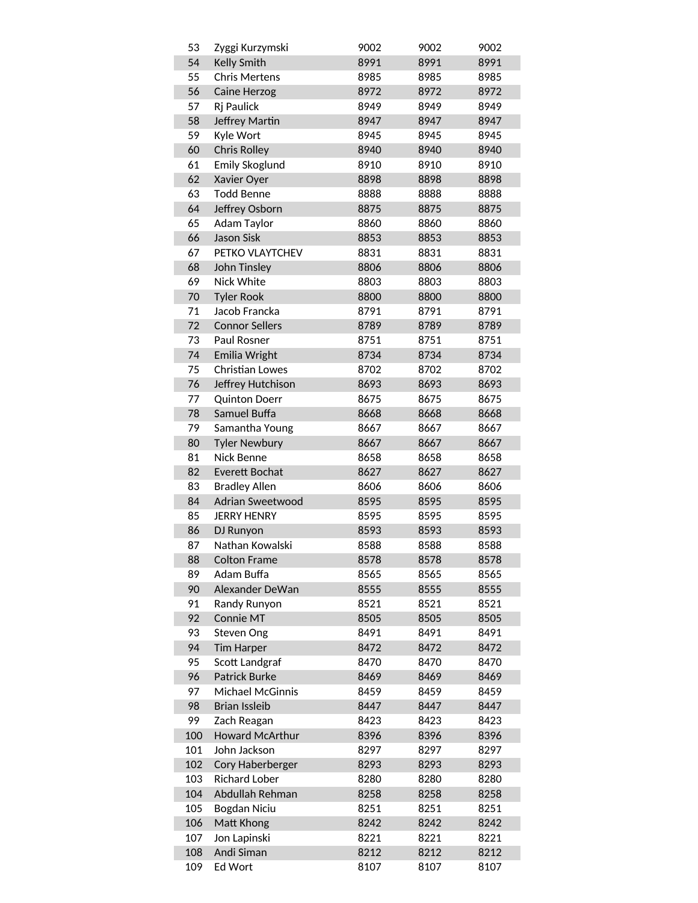| | | | | |
|---|---|---|---|---|
| 53 | Zyggi Kurzymski | 9002 | 9002 | 9002 |
| 54 | Kelly Smith | 8991 | 8991 | 8991 |
| 55 | Chris Mertens | 8985 | 8985 | 8985 |
| 56 | Caine Herzog | 8972 | 8972 | 8972 |
| 57 | Rj Paulick | 8949 | 8949 | 8949 |
| 58 | Jeffrey Martin | 8947 | 8947 | 8947 |
| 59 | Kyle Wort | 8945 | 8945 | 8945 |
| 60 | Chris Rolley | 8940 | 8940 | 8940 |
| 61 | Emily Skoglund | 8910 | 8910 | 8910 |
| 62 | Xavier Oyer | 8898 | 8898 | 8898 |
| 63 | Todd Benne | 8888 | 8888 | 8888 |
| 64 | Jeffrey Osborn | 8875 | 8875 | 8875 |
| 65 | Adam Taylor | 8860 | 8860 | 8860 |
| 66 | Jason Sisk | 8853 | 8853 | 8853 |
| 67 | PETKO VLAYTCHEV | 8831 | 8831 | 8831 |
| 68 | John Tinsley | 8806 | 8806 | 8806 |
| 69 | Nick White | 8803 | 8803 | 8803 |
| 70 | Tyler Rook | 8800 | 8800 | 8800 |
| 71 | Jacob Francka | 8791 | 8791 | 8791 |
| 72 | Connor Sellers | 8789 | 8789 | 8789 |
| 73 | Paul Rosner | 8751 | 8751 | 8751 |
| 74 | Emilia Wright | 8734 | 8734 | 8734 |
| 75 | Christian Lowes | 8702 | 8702 | 8702 |
| 76 | Jeffrey Hutchison | 8693 | 8693 | 8693 |
| 77 | Quinton Doerr | 8675 | 8675 | 8675 |
| 78 | Samuel Buffa | 8668 | 8668 | 8668 |
| 79 | Samantha Young | 8667 | 8667 | 8667 |
| 80 | Tyler Newbury | 8667 | 8667 | 8667 |
| 81 | Nick Benne | 8658 | 8658 | 8658 |
| 82 | Everett Bochat | 8627 | 8627 | 8627 |
| 83 | Bradley Allen | 8606 | 8606 | 8606 |
| 84 | Adrian Sweetwood | 8595 | 8595 | 8595 |
| 85 | JERRY HENRY | 8595 | 8595 | 8595 |
| 86 | DJ Runyon | 8593 | 8593 | 8593 |
| 87 | Nathan Kowalski | 8588 | 8588 | 8588 |
| 88 | Colton Frame | 8578 | 8578 | 8578 |
| 89 | Adam Buffa | 8565 | 8565 | 8565 |
| 90 | Alexander DeWan | 8555 | 8555 | 8555 |
| 91 | Randy Runyon | 8521 | 8521 | 8521 |
| 92 | Connie MT | 8505 | 8505 | 8505 |
| 93 | Steven Ong | 8491 | 8491 | 8491 |
| 94 | Tim Harper | 8472 | 8472 | 8472 |
| 95 | Scott Landgraf | 8470 | 8470 | 8470 |
| 96 | Patrick Burke | 8469 | 8469 | 8469 |
| 97 | Michael McGinnis | 8459 | 8459 | 8459 |
| 98 | Brian Issleib | 8447 | 8447 | 8447 |
| 99 | Zach Reagan | 8423 | 8423 | 8423 |
| 100 | Howard McArthur | 8396 | 8396 | 8396 |
| 101 | John Jackson | 8297 | 8297 | 8297 |
| 102 | Cory Haberberger | 8293 | 8293 | 8293 |
| 103 | Richard Lober | 8280 | 8280 | 8280 |
| 104 | Abdullah Rehman | 8258 | 8258 | 8258 |
| 105 | Bogdan Niciu | 8251 | 8251 | 8251 |
| 106 | Matt Khong | 8242 | 8242 | 8242 |
| 107 | Jon Lapinski | 8221 | 8221 | 8221 |
| 108 | Andi Siman | 8212 | 8212 | 8212 |
| 109 | Ed Wort | 8107 | 8107 | 8107 |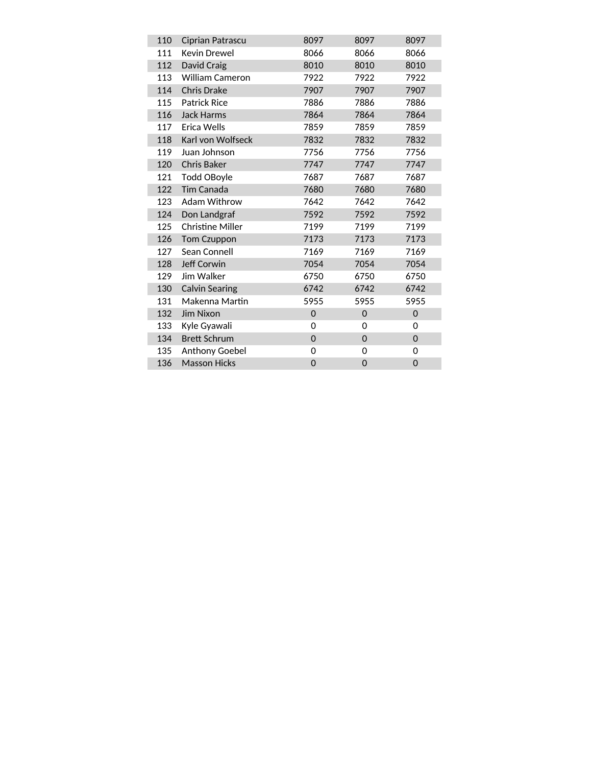| | | | | |
|---|---|---|---|---|
| 110 | Ciprian Patrascu | 8097 | 8097 | 8097 |
| 111 | Kevin Drewel | 8066 | 8066 | 8066 |
| 112 | David Craig | 8010 | 8010 | 8010 |
| 113 | William Cameron | 7922 | 7922 | 7922 |
| 114 | Chris Drake | 7907 | 7907 | 7907 |
| 115 | Patrick Rice | 7886 | 7886 | 7886 |
| 116 | Jack Harms | 7864 | 7864 | 7864 |
| 117 | Erica Wells | 7859 | 7859 | 7859 |
| 118 | Karl von Wolfseck | 7832 | 7832 | 7832 |
| 119 | Juan Johnson | 7756 | 7756 | 7756 |
| 120 | Chris Baker | 7747 | 7747 | 7747 |
| 121 | Todd OBoyle | 7687 | 7687 | 7687 |
| 122 | Tim Canada | 7680 | 7680 | 7680 |
| 123 | Adam Withrow | 7642 | 7642 | 7642 |
| 124 | Don Landgraf | 7592 | 7592 | 7592 |
| 125 | Christine Miller | 7199 | 7199 | 7199 |
| 126 | Tom Czuppon | 7173 | 7173 | 7173 |
| 127 | Sean Connell | 7169 | 7169 | 7169 |
| 128 | Jeff Corwin | 7054 | 7054 | 7054 |
| 129 | Jim Walker | 6750 | 6750 | 6750 |
| 130 | Calvin Searing | 6742 | 6742 | 6742 |
| 131 | Makenna Martin | 5955 | 5955 | 5955 |
| 132 | Jim Nixon | 0 | 0 | 0 |
| 133 | Kyle Gyawali | 0 | 0 | 0 |
| 134 | Brett Schrum | 0 | 0 | 0 |
| 135 | Anthony Goebel | 0 | 0 | 0 |
| 136 | Masson Hicks | 0 | 0 | 0 |